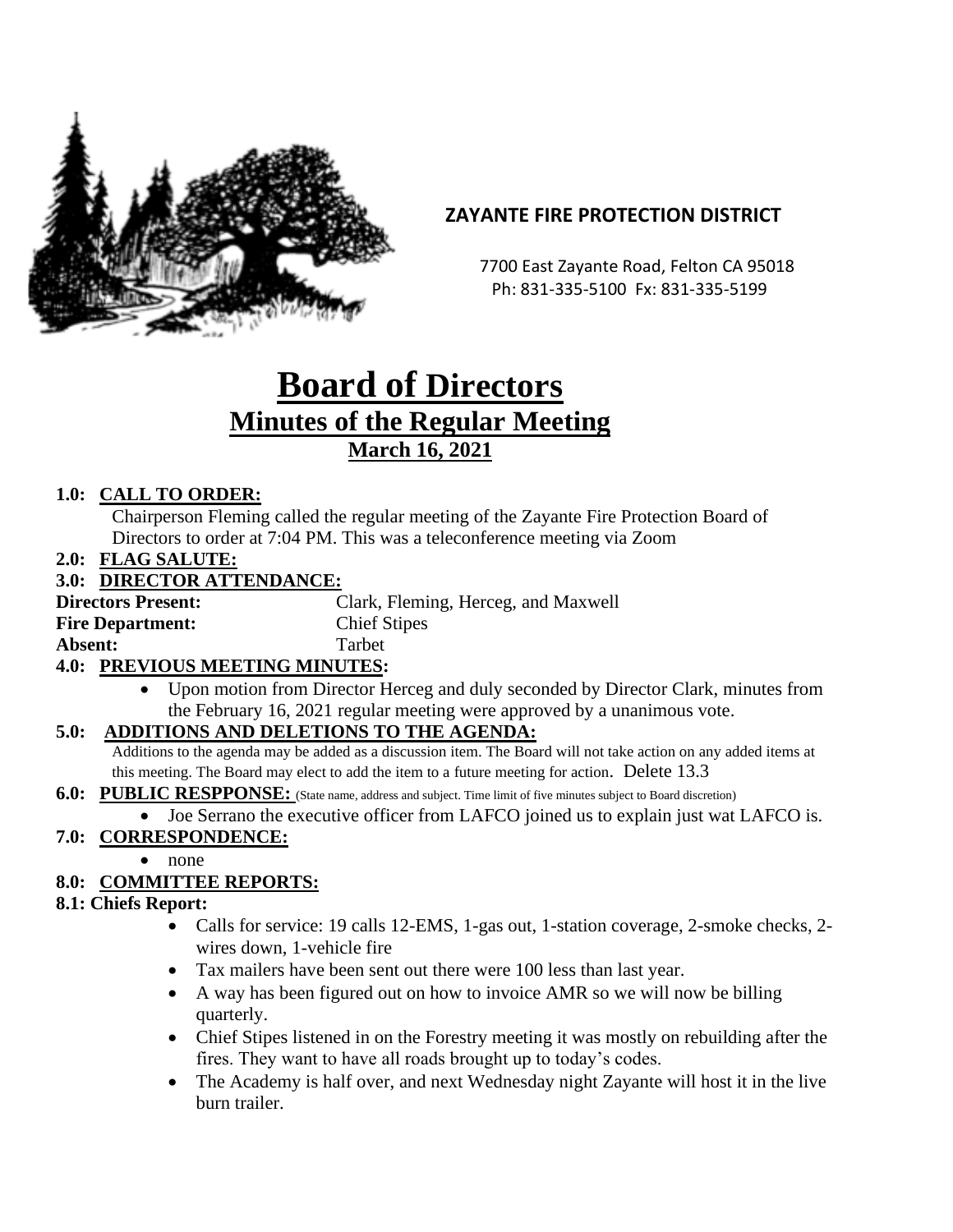## ZAYANTE FIRE PROTECTION DISTRICT

7700 East Zayante Road, Felton CA 95018
Ph: 831-335-5100 Fx: 831-335-5199

# Board of Directors

## Minutes of the Regular Meeting

### March 16, 2021

**1.0: CALL TO ORDER:**

Chairperson Fleming called the regular meeting of the Zayante Fire Protection Board of Directors to order at 7:04 PM. This was a teleconference meeting via Zoom

**2.0: FLAG SALUTE:**

**3.0: DIRECTOR ATTENDANCE:**

**Directors Present:** Clark, Fleming, Herceg, and Maxwell
**Fire Department:** Chief Stipes
**Absent:** Tarbet

**4.0: PREVIOUS MEETING MINUTES:**

- Upon motion from Director Herceg and duly seconded by Director Clark, minutes from the February 16, 2021 regular meeting were approved by a unanimous vote.

**5.0: ADDITIONS AND DELETIONS TO THE AGENDA:**

Additions to the agenda may be added as a discussion item. The Board will not take action on any added items at this meeting. The Board may elect to add the item to a future meeting for action. Delete 13.3

**6.0: PUBLIC RESPPONSE:** (State name, address and subject. Time limit of five minutes subject to Board discretion)

- Joe Serrano the executive officer from LAFCO joined us to explain just wat LAFCO is.

**7.0: CORRESPONDENCE:**

- none

**8.0: COMMITTEE REPORTS:**

**8.1: Chiefs Report:**

- Calls for service: 19 calls 12-EMS, 1-gas out, 1-station coverage, 2-smoke checks, 2-wires down, 1-vehicle fire
- Tax mailers have been sent out there were 100 less than last year.
- A way has been figured out on how to invoice AMR so we will now be billing quarterly.
- Chief Stipes listened in on the Forestry meeting it was mostly on rebuilding after the fires. They want to have all roads brought up to today's codes.
- The Academy is half over, and next Wednesday night Zayante will host it in the live burn trailer.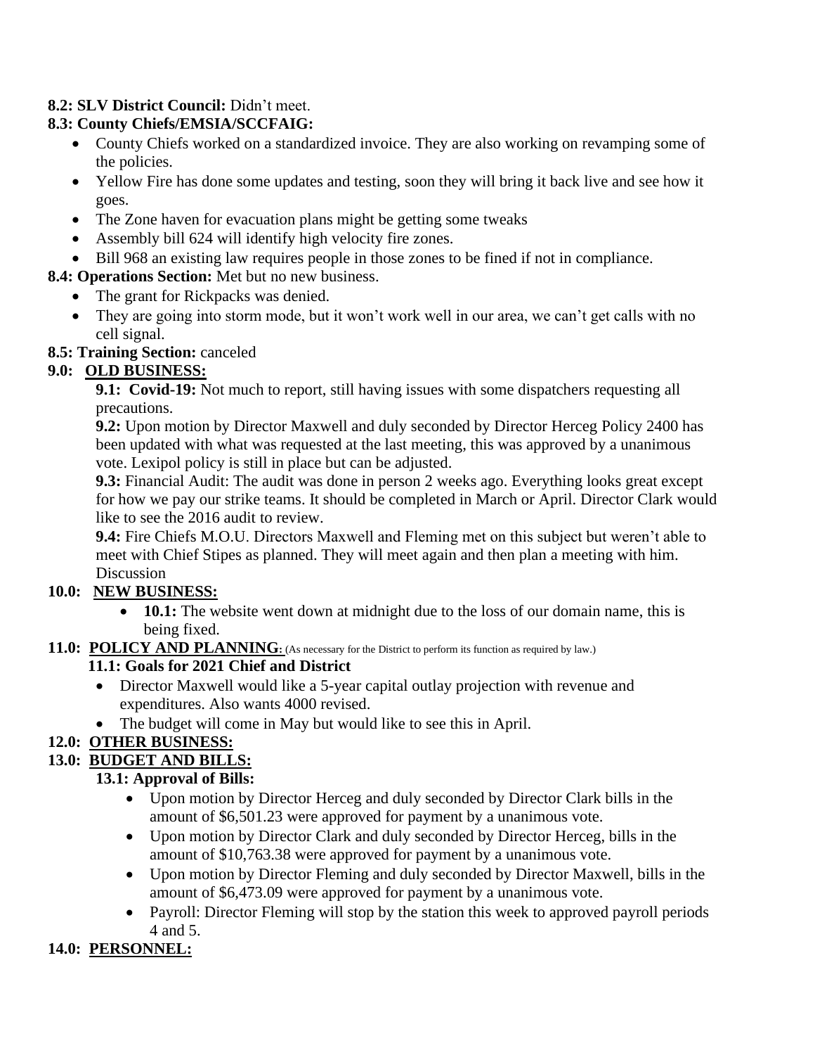**8.2: SLV District Council:** Didn't meet.

**8.3: County Chiefs/EMSIA/SCCFAIG:**

- County Chiefs worked on a standardized invoice. They are also working on revamping some of the policies.
- Yellow Fire has done some updates and testing, soon they will bring it back live and see how it goes.
- The Zone haven for evacuation plans might be getting some tweaks
- Assembly bill 624 will identify high velocity fire zones.
- Bill 968 an existing law requires people in those zones to be fined if not in compliance.

**8.4: Operations Section:** Met but no new business.

- The grant for Rickpacks was denied.
- They are going into storm mode, but it won't work well in our area, we can't get calls with no cell signal.

**8.5: Training Section:** canceled

## 9.0: OLD BUSINESS:

**9.1: Covid-19:** Not much to report, still having issues with some dispatchers requesting all precautions.

**9.2:** Upon motion by Director Maxwell and duly seconded by Director Herceg Policy 2400 has been updated with what was requested at the last meeting, this was approved by a unanimous vote. Lexipol policy is still in place but can be adjusted.

**9.3:** Financial Audit: The audit was done in person 2 weeks ago. Everything looks great except for how we pay our strike teams. It should be completed in March or April. Director Clark would like to see the 2016 audit to review.

**9.4:** Fire Chiefs M.O.U. Directors Maxwell and Fleming met on this subject but weren't able to meet with Chief Stipes as planned. They will meet again and then plan a meeting with him. Discussion

## 10.0: NEW BUSINESS:

- **10.1:** The website went down at midnight due to the loss of our domain name, this is being fixed.

## 11.0: POLICY AND PLANNING: (As necessary for the District to perform its function as required by law.)

**11.1: Goals for 2021 Chief and District**

- Director Maxwell would like a 5-year capital outlay projection with revenue and expenditures. Also wants 4000 revised.
- The budget will come in May but would like to see this in April.

## 12.0: OTHER BUSINESS:

## 13.0: BUDGET AND BILLS:

**13.1: Approval of Bills:**

- Upon motion by Director Herceg and duly seconded by Director Clark bills in the amount of $6,501.23 were approved for payment by a unanimous vote.
- Upon motion by Director Clark and duly seconded by Director Herceg, bills in the amount of $10,763.38 were approved for payment by a unanimous vote.
- Upon motion by Director Fleming and duly seconded by Director Maxwell, bills in the amount of $6,473.09 were approved for payment by a unanimous vote.
- Payroll: Director Fleming will stop by the station this week to approved payroll periods 4 and 5.

## 14.0: PERSONNEL: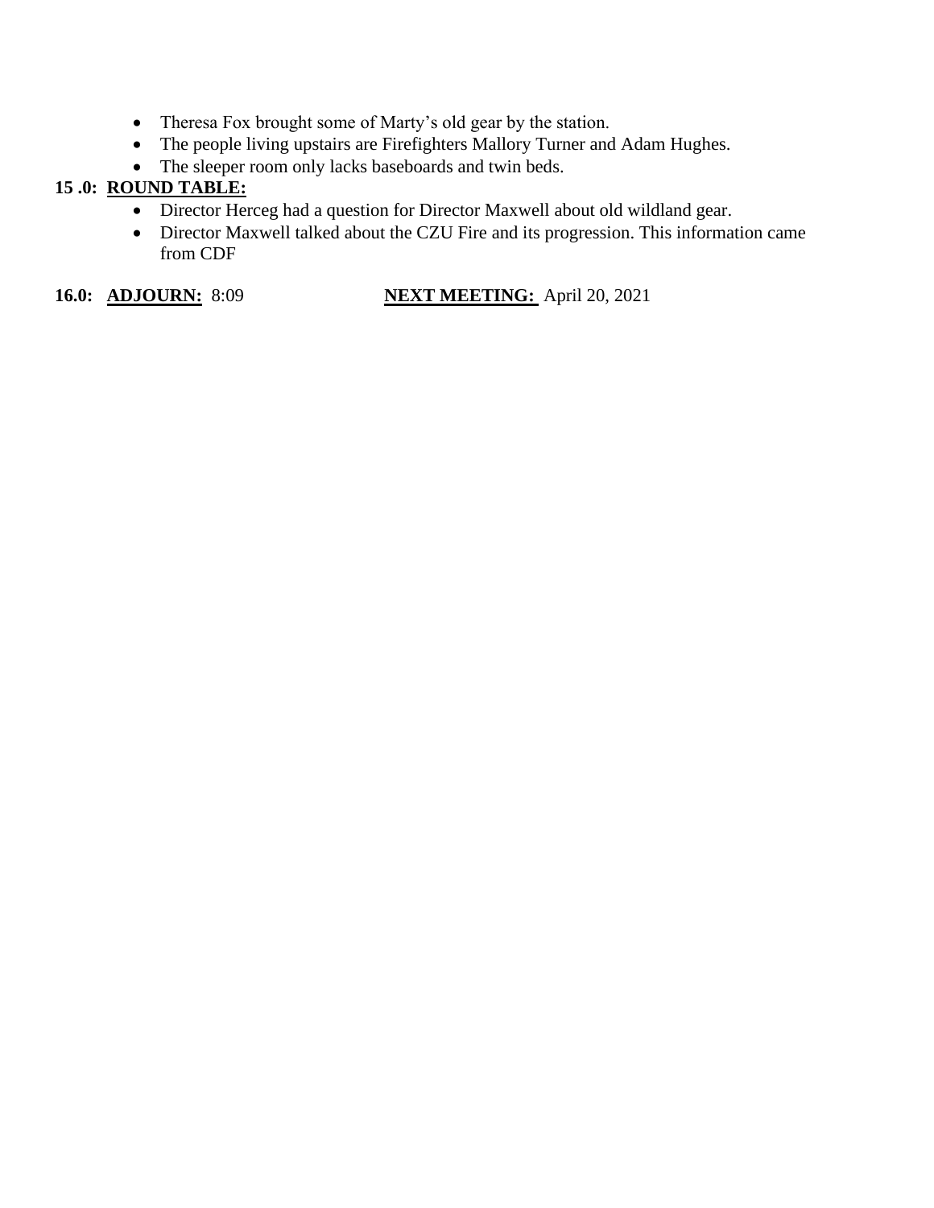- Theresa Fox brought some of Marty's old gear by the station.
- The people living upstairs are Firefighters Mallory Turner and Adam Hughes.
- The sleeper room only lacks baseboards and twin beds.

**15 .0: ROUND TABLE:**

- Director Herceg had a question for Director Maxwell about old wildland gear.
- Director Maxwell talked about the CZU Fire and its progression. This information came from CDF

**16.0: ADJOURN:** 8:09 **NEXT MEETING:** April 20, 2021